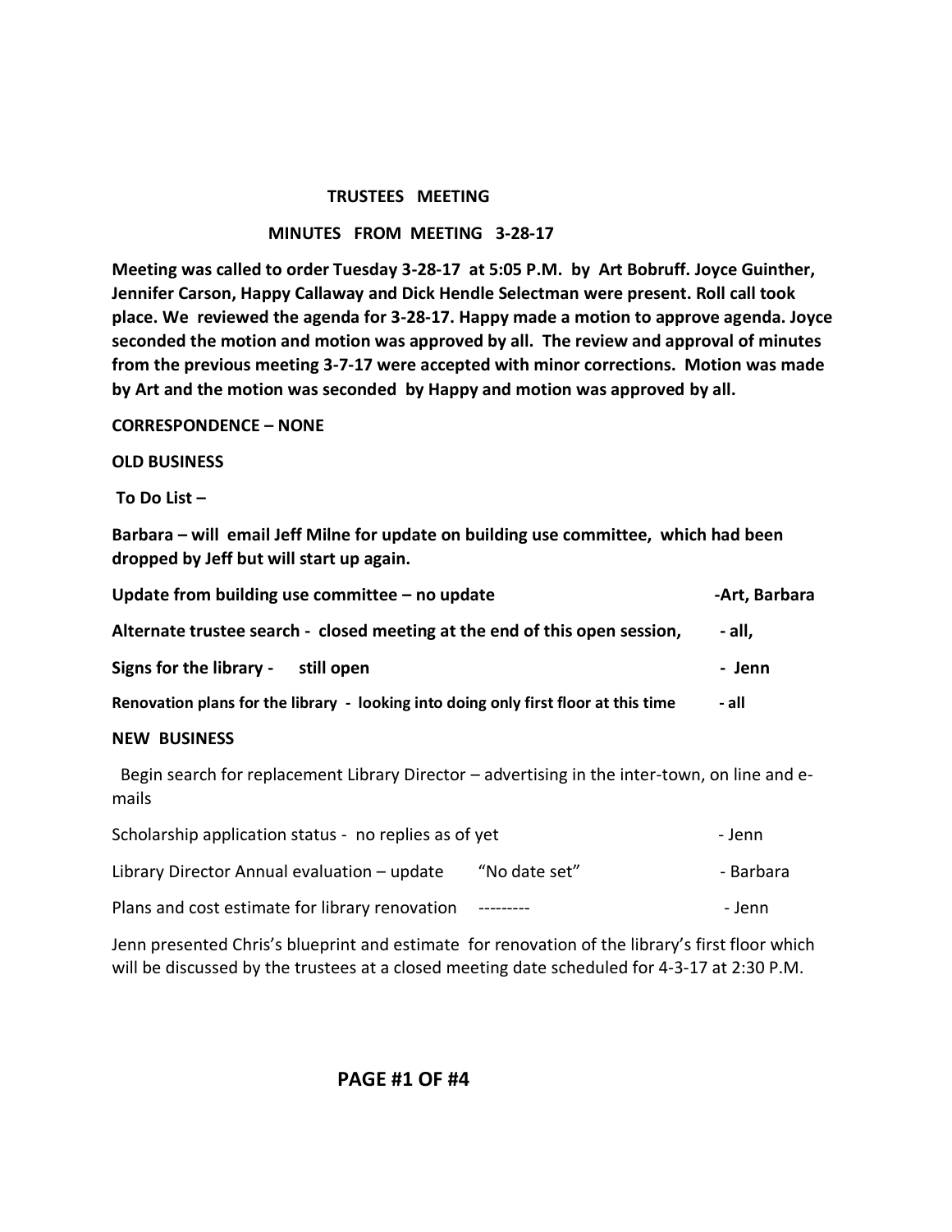## TRUSTEES MEETING

### MINUTES FROM MEETING 3-28-17

**Meeting was called to order Tuesday 3-28-17 at 5:05 P.M. by Art Bobruff. Joyce Guinther, Jennifer Carson, Happy Callaway and Dick Hendle Selectman were present. Roll call took place. We reviewed the agenda for 3-28-17. Happy made a motion to approve agenda. Joyce seconded the motion and motion was approved by all. The review and approval of minutes from the previous meeting 3-7-17 were accepted with minor corrections. Motion was made by Art and the motion was seconded by Happy and motion was approved by all.**

**CORRESPONDENCE – NONE**

**OLD BUSINESS**

**To Do List –**

**Barbara – will email Jeff Milne for update on building use committee, which had been dropped by Jeff but will start up again.**

| | |
|---|---|
| **Update from building use committee – no update** | **-Art, Barbara** |
| **Alternate trustee search - closed meeting at the end of this open session,** | **- all,** |
| **Signs for the library - still open** | **- Jenn** |
| **Renovation plans for the library - looking into doing only first floor at this time** | **- all** |

**NEW BUSINESS**

Begin search for replacement Library Director – advertising in the inter-town, on line and e-mails

| | | |
|---|---|---|
| Scholarship application status - no replies as of yet | | - Jenn |
| Library Director Annual evaluation – update | "No date set" | - Barbara |
| Plans and cost estimate for library renovation | --------- | - Jenn |

Jenn presented Chris's blueprint and estimate for renovation of the library's first floor which will be discussed by the trustees at a closed meeting date scheduled for 4-3-17 at 2:30 P.M.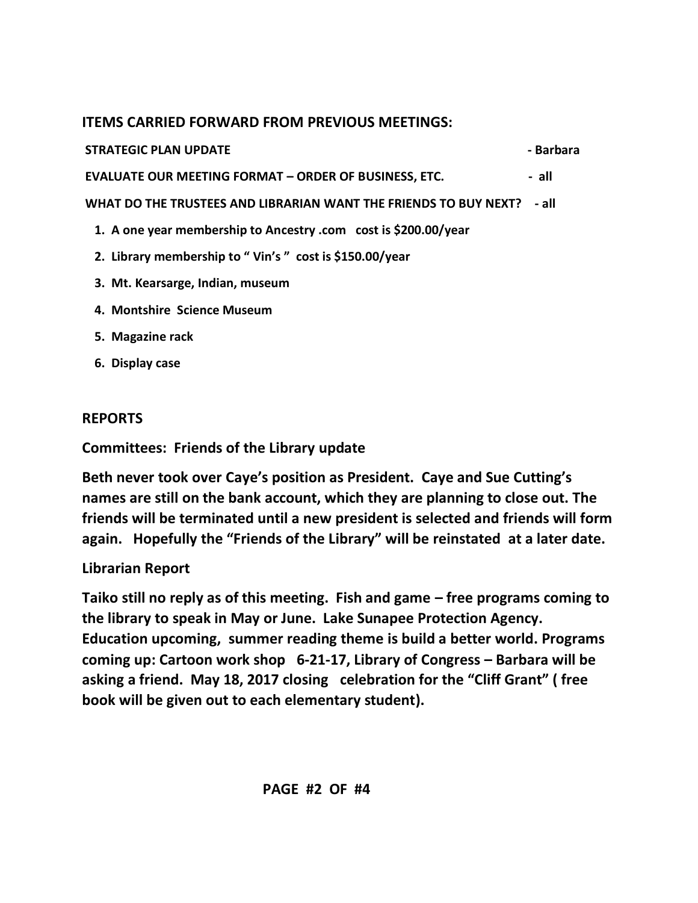## ITEMS CARRIED FORWARD FROM PREVIOUS MEETINGS:

**STRATEGIC PLAN UPDATE** - Barbara

**EVALUATE OUR MEETING FORMAT – ORDER OF BUSINESS, ETC.** - all

**WHAT DO THE TRUSTEES AND LIBRARIAN WANT THE FRIENDS TO BUY NEXT?** - all

1. **A one year membership to Ancestry .com cost is $200.00/year**
2. **Library membership to " Vin's " cost is $150.00/year**
3. **Mt. Kearsarge, Indian, museum**
4. **Montshire Science Museum**
5. **Magazine rack**
6. **Display case**

## REPORTS

**Committees: Friends of the Library update**

**Beth never took over Caye's position as President. Caye and Sue Cutting's names are still on the bank account, which they are planning to close out. The friends will be terminated until a new president is selected and friends will form again. Hopefully the "Friends of the Library" will be reinstated at a later date.**

**Librarian Report**

**Taiko still no reply as of this meeting. Fish and game – free programs coming to the library to speak in May or June. Lake Sunapee Protection Agency. Education upcoming, summer reading theme is build a better world. Programs coming up: Cartoon work shop 6-21-17, Library of Congress – Barbara will be asking a friend. May 18, 2017 closing celebration for the "Cliff Grant" ( free book will be given out to each elementary student).**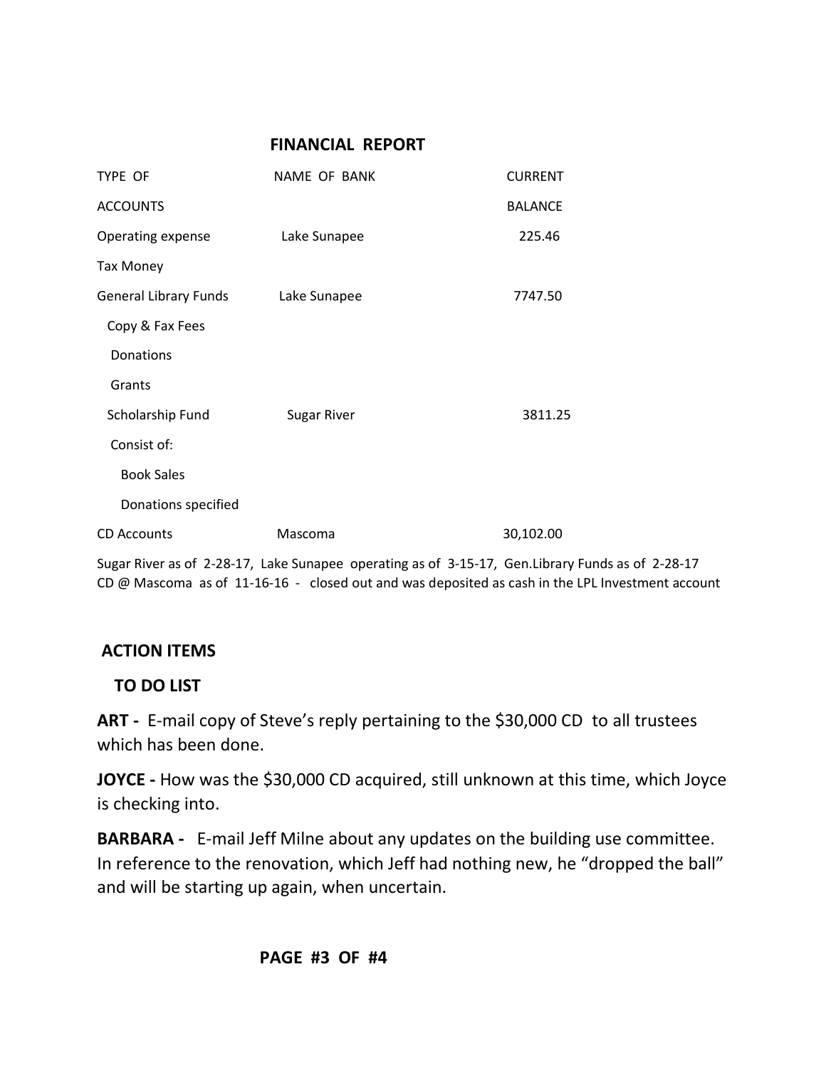## FINANCIAL REPORT

| TYPE OF ACCOUNTS | NAME OF BANK | CURRENT BALANCE |
|---|---|---|
| Operating expense | Lake Sunapee | 225.46 |
| Tax Money | | |
| General Library Funds | Lake Sunapee | 7747.50 |
| Copy & Fax Fees | | |
| Donations | | |
| Grants | | |
| Scholarship Fund | Sugar River | 3811.25 |
| Consist of: | | |
| Book Sales | | |
| Donations specified | | |
| CD Accounts | Mascoma | 30,102.00 |

Sugar River as of 2-28-17, Lake Sunapee operating as of 3-15-17, Gen.Library Funds as of 2-28-17
CD @ Mascoma as of 11-16-16 - closed out and was deposited as cash in the LPL Investment account

### ACTION ITEMS

#### TO DO LIST

**ART -** E-mail copy of Steve's reply pertaining to the $30,000 CD to all trustees which has been done.

**JOYCE -** How was the $30,000 CD acquired, still unknown at this time, which Joyce is checking into.

**BARBARA -** E-mail Jeff Milne about any updates on the building use committee. In reference to the renovation, which Jeff had nothing new, he "dropped the ball" and will be starting up again, when uncertain.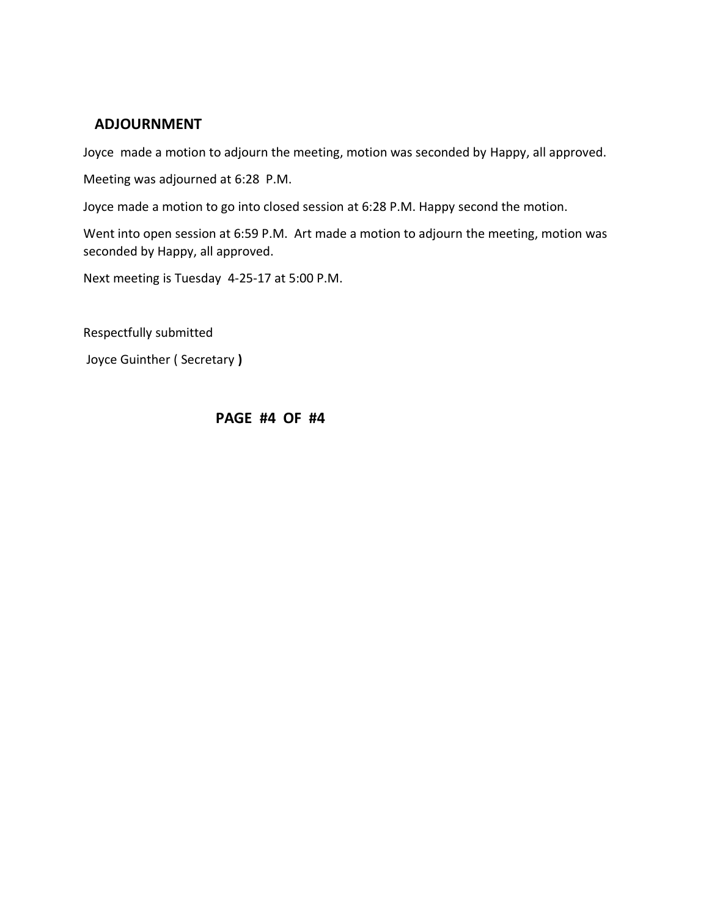## ADJOURNMENT

Joyce made a motion to adjourn the meeting, motion was seconded by Happy, all approved.

Meeting was adjourned at 6:28 P.M.

Joyce made a motion to go into closed session at 6:28 P.M. Happy second the motion.

Went into open session at 6:59 P.M. Art made a motion to adjourn the meeting, motion was seconded by Happy, all approved.

Next meeting is Tuesday 4-25-17 at 5:00 P.M.

Respectfully submitted

Joyce Guinther ( Secretary )